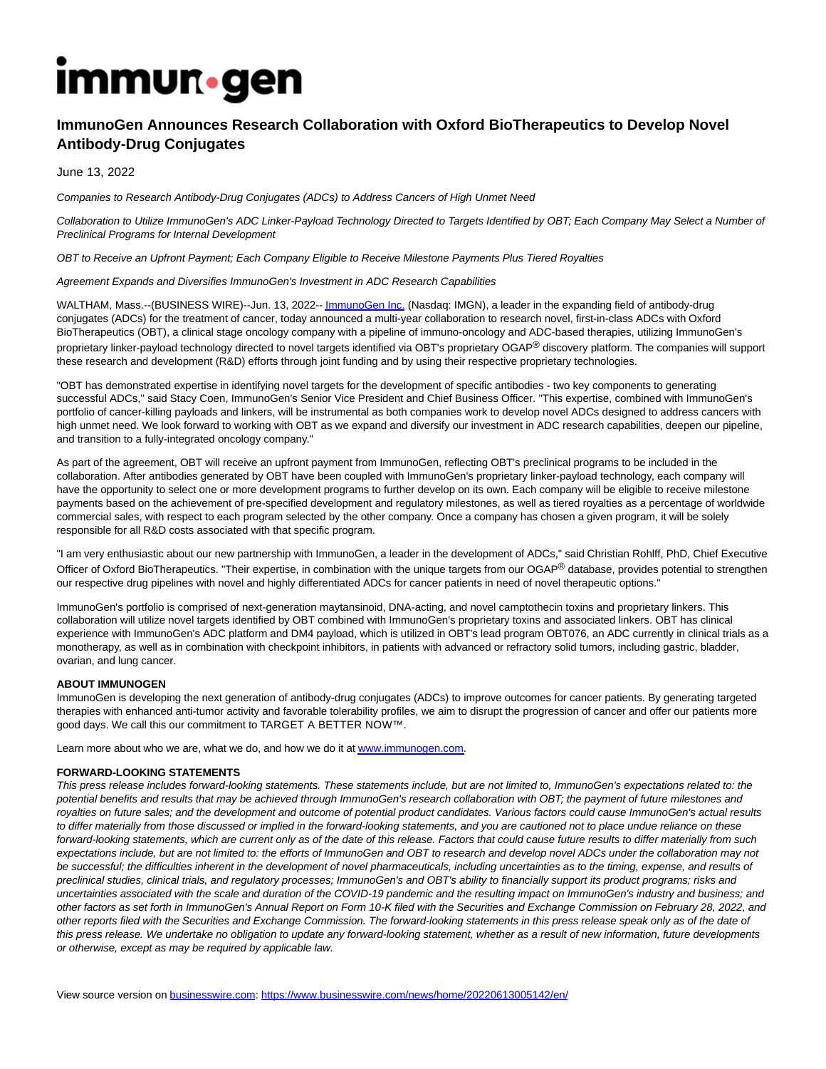# immunogen

## ImmunoGen Announces Research Collaboration with Oxford BioTherapeutics to Develop Novel Antibody-Drug Conjugates

June 13, 2022

*Companies to Research Antibody-Drug Conjugates (ADCs) to Address Cancers of High Unmet Need*

*Collaboration to Utilize ImmunoGen's ADC Linker-Payload Technology Directed to Targets Identified by OBT; Each Company May Select a Number of Preclinical Programs for Internal Development*

*OBT to Receive an Upfront Payment; Each Company Eligible to Receive Milestone Payments Plus Tiered Royalties*

*Agreement Expands and Diversifies ImmunoGen's Investment in ADC Research Capabilities*

WALTHAM, Mass.--(BUSINESS WIRE)--Jun. 13, 2022-- ImmunoGen Inc. (Nasdaq: IMGN), a leader in the expanding field of antibody-drug conjugates (ADCs) for the treatment of cancer, today announced a multi-year collaboration to research novel, first-in-class ADCs with Oxford BioTherapeutics (OBT), a clinical stage oncology company with a pipeline of immuno-oncology and ADC-based therapies, utilizing ImmunoGen's proprietary linker-payload technology directed to novel targets identified via OBT's proprietary OGAP® discovery platform. The companies will support these research and development (R&D) efforts through joint funding and by using their respective proprietary technologies.

"OBT has demonstrated expertise in identifying novel targets for the development of specific antibodies - two key components to generating successful ADCs," said Stacy Coen, ImmunoGen's Senior Vice President and Chief Business Officer. "This expertise, combined with ImmunoGen's portfolio of cancer-killing payloads and linkers, will be instrumental as both companies work to develop novel ADCs designed to address cancers with high unmet need. We look forward to working with OBT as we expand and diversify our investment in ADC research capabilities, deepen our pipeline, and transition to a fully-integrated oncology company."

As part of the agreement, OBT will receive an upfront payment from ImmunoGen, reflecting OBT's preclinical programs to be included in the collaboration. After antibodies generated by OBT have been coupled with ImmunoGen's proprietary linker-payload technology, each company will have the opportunity to select one or more development programs to further develop on its own. Each company will be eligible to receive milestone payments based on the achievement of pre-specified development and regulatory milestones, as well as tiered royalties as a percentage of worldwide commercial sales, with respect to each program selected by the other company. Once a company has chosen a given program, it will be solely responsible for all R&D costs associated with that specific program.

"I am very enthusiastic about our new partnership with ImmunoGen, a leader in the development of ADCs," said Christian Rohlff, PhD, Chief Executive Officer of Oxford BioTherapeutics. "Their expertise, in combination with the unique targets from our OGAP® database, provides potential to strengthen our respective drug pipelines with novel and highly differentiated ADCs for cancer patients in need of novel therapeutic options."

ImmunoGen's portfolio is comprised of next-generation maytansinoid, DNA-acting, and novel camptothecin toxins and proprietary linkers. This collaboration will utilize novel targets identified by OBT combined with ImmunoGen's proprietary toxins and associated linkers. OBT has clinical experience with ImmunoGen's ADC platform and DM4 payload, which is utilized in OBT's lead program OBT076, an ADC currently in clinical trials as a monotherapy, as well as in combination with checkpoint inhibitors, in patients with advanced or refractory solid tumors, including gastric, bladder, ovarian, and lung cancer.

**ABOUT IMMUNOGEN**

ImmunoGen is developing the next generation of antibody-drug conjugates (ADCs) to improve outcomes for cancer patients. By generating targeted therapies with enhanced anti-tumor activity and favorable tolerability profiles, we aim to disrupt the progression of cancer and offer our patients more good days. We call this our commitment to TARGET A BETTER NOW™.

Learn more about who we are, what we do, and how we do it at www.immunogen.com.

**FORWARD-LOOKING STATEMENTS**

*This press release includes forward-looking statements. These statements include, but are not limited to, ImmunoGen's expectations related to: the potential benefits and results that may be achieved through ImmunoGen's research collaboration with OBT; the payment of future milestones and royalties on future sales; and the development and outcome of potential product candidates. Various factors could cause ImmunoGen's actual results to differ materially from those discussed or implied in the forward-looking statements, and you are cautioned not to place undue reliance on these forward-looking statements, which are current only as of the date of this release. Factors that could cause future results to differ materially from such expectations include, but are not limited to: the efforts of ImmunoGen and OBT to research and develop novel ADCs under the collaboration may not be successful; the difficulties inherent in the development of novel pharmaceuticals, including uncertainties as to the timing, expense, and results of preclinical studies, clinical trials, and regulatory processes; ImmunoGen's and OBT's ability to financially support its product programs; risks and uncertainties associated with the scale and duration of the COVID-19 pandemic and the resulting impact on ImmunoGen's industry and business; and other factors as set forth in ImmunoGen's Annual Report on Form 10-K filed with the Securities and Exchange Commission on February 28, 2022, and other reports filed with the Securities and Exchange Commission. The forward-looking statements in this press release speak only as of the date of this press release. We undertake no obligation to update any forward-looking statement, whether as a result of new information, future developments or otherwise, except as may be required by applicable law.*

View source version on businesswire.com: https://www.businesswire.com/news/home/20220613005142/en/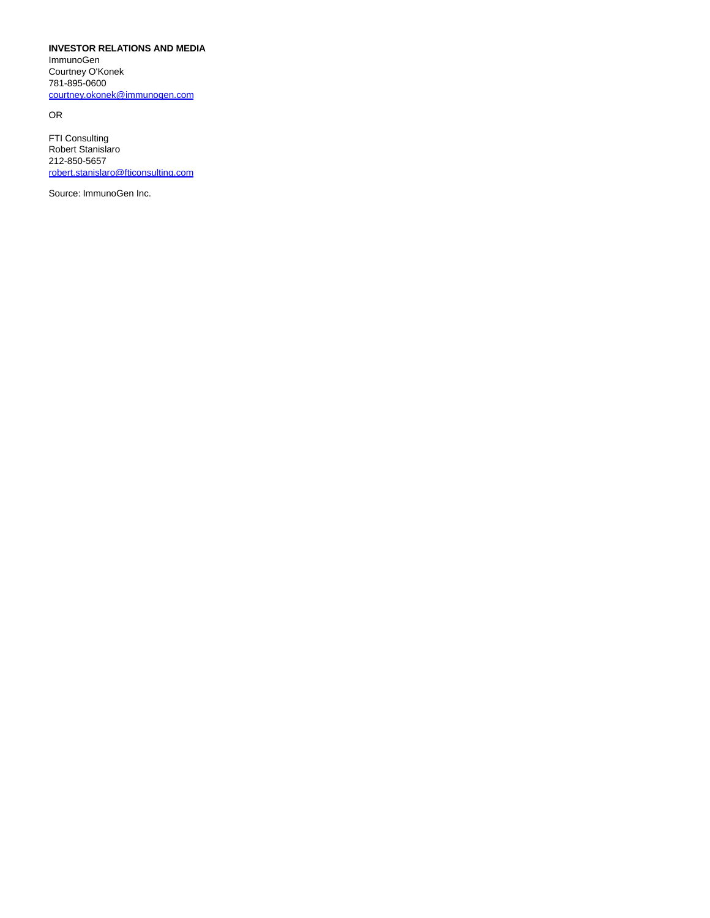**INVESTOR RELATIONS AND MEDIA**
ImmunoGen
Courtney O'Konek
781-895-0600
courtney.okonek@immunogen.com

OR

FTI Consulting
Robert Stanislaro
212-850-5657
robert.stanislaro@fticonsulting.com

Source: ImmunoGen Inc.